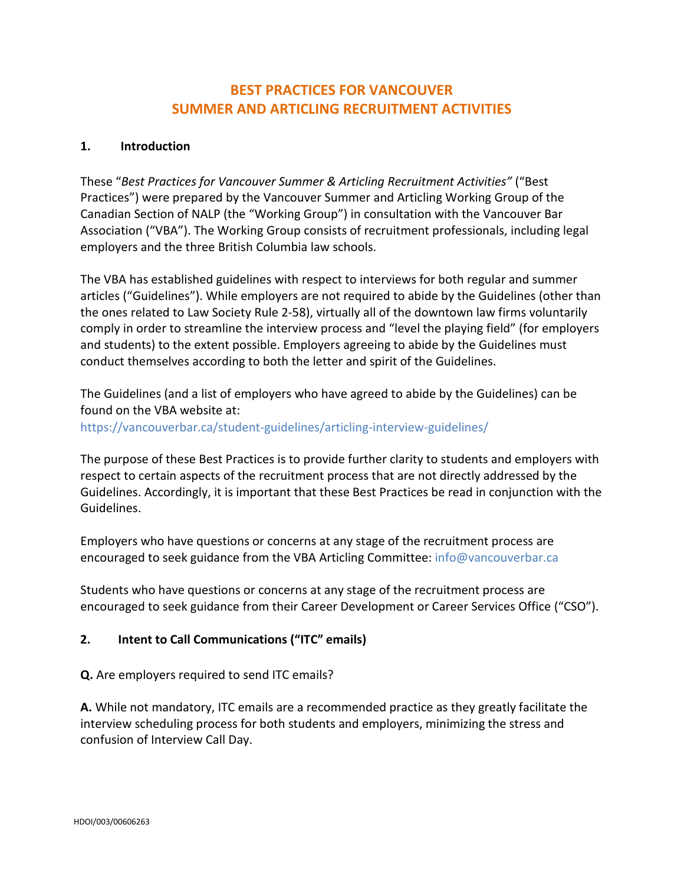# BEST PRACTICES FOR VANCOUVER SUMMER AND ARTICLING RECRUITMENT ACTIVITIES

## 1. Introduction

These "*Best Practices for Vancouver Summer & Articling Recruitment Activities*" ("Best Practices") were prepared by the Vancouver Summer and Articling Working Group of the Canadian Section of NALP (the "Working Group") in consultation with the Vancouver Bar Association ("VBA"). The Working Group consists of recruitment professionals, including legal employers and the three British Columbia law schools.

The VBA has established guidelines with respect to interviews for both regular and summer articles ("Guidelines"). While employers are not required to abide by the Guidelines (other than the ones related to Law Society Rule 2-58), virtually all of the downtown law firms voluntarily comply in order to streamline the interview process and "level the playing field" (for employers and students) to the extent possible. Employers agreeing to abide by the Guidelines must conduct themselves according to both the letter and spirit of the Guidelines.

The Guidelines (and a list of employers who have agreed to abide by the Guidelines) can be found on the VBA website at:
https://vancouverbar.ca/student-guidelines/articling-interview-guidelines/

The purpose of these Best Practices is to provide further clarity to students and employers with respect to certain aspects of the recruitment process that are not directly addressed by the Guidelines. Accordingly, it is important that these Best Practices be read in conjunction with the Guidelines.

Employers who have questions or concerns at any stage of the recruitment process are encouraged to seek guidance from the VBA Articling Committee: info@vancouverbar.ca

Students who have questions or concerns at any stage of the recruitment process are encouraged to seek guidance from their Career Development or Career Services Office ("CSO").

## 2. Intent to Call Communications ("ITC" emails)

**Q.** Are employers required to send ITC emails?

**A.** While not mandatory, ITC emails are a recommended practice as they greatly facilitate the interview scheduling process for both students and employers, minimizing the stress and confusion of Interview Call Day.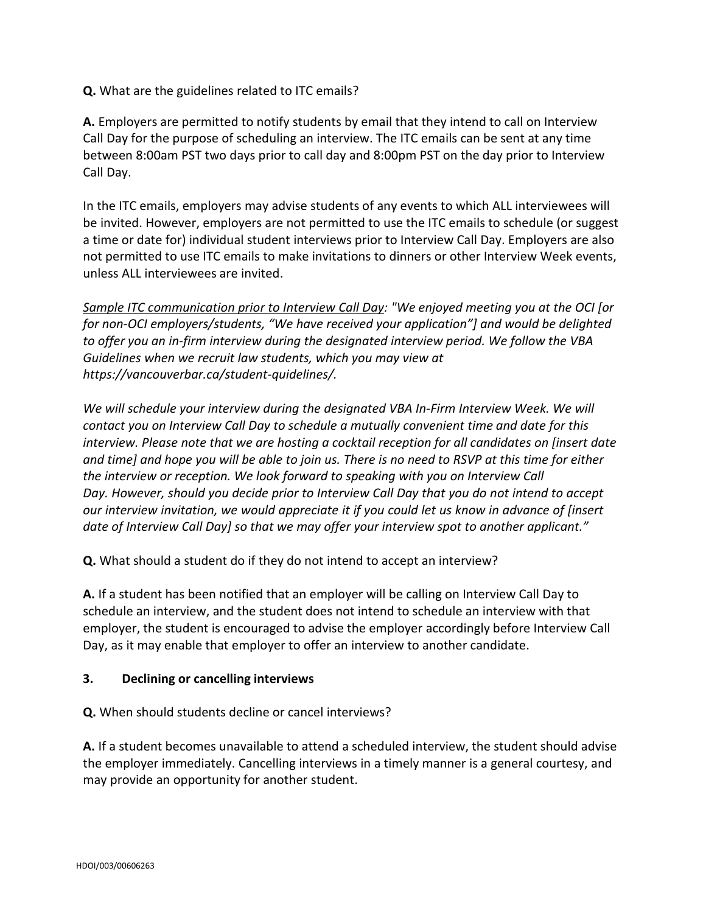**Q.** What are the guidelines related to ITC emails?

**A.** Employers are permitted to notify students by email that they intend to call on Interview Call Day for the purpose of scheduling an interview. The ITC emails can be sent at any time between 8:00am PST two days prior to call day and 8:00pm PST on the day prior to Interview Call Day.

In the ITC emails, employers may advise students of any events to which ALL interviewees will be invited. However, employers are not permitted to use the ITC emails to schedule (or suggest a time or date for) individual student interviews prior to Interview Call Day. Employers are also not permitted to use ITC emails to make invitations to dinners or other Interview Week events, unless ALL interviewees are invited.

*<u>Sample ITC communication prior to Interview Call Day</u>: "We enjoyed meeting you at the OCI [or for non-OCI employers/students, "We have received your application"] and would be delighted to offer you an in-firm interview during the designated interview period. We follow the VBA Guidelines when we recruit law students, which you may view at https://vancouverbar.ca/student-guidelines/.*

*We will schedule your interview during the designated VBA In-Firm Interview Week. We will contact you on Interview Call Day to schedule a mutually convenient time and date for this interview. Please note that we are hosting a cocktail reception for all candidates on [insert date and time] and hope you will be able to join us. There is no need to RSVP at this time for either the interview or reception. We look forward to speaking with you on Interview Call Day. However, should you decide prior to Interview Call Day that you do not intend to accept our interview invitation, we would appreciate it if you could let us know in advance of [insert date of Interview Call Day] so that we may offer your interview spot to another applicant."*

**Q.** What should a student do if they do not intend to accept an interview?

**A.** If a student has been notified that an employer will be calling on Interview Call Day to schedule an interview, and the student does not intend to schedule an interview with that employer, the student is encouraged to advise the employer accordingly before Interview Call Day, as it may enable that employer to offer an interview to another candidate.

### 3. Declining or cancelling interviews

**Q.** When should students decline or cancel interviews?

**A.** If a student becomes unavailable to attend a scheduled interview, the student should advise the employer immediately. Cancelling interviews in a timely manner is a general courtesy, and may provide an opportunity for another student.

HDOI/003/00606263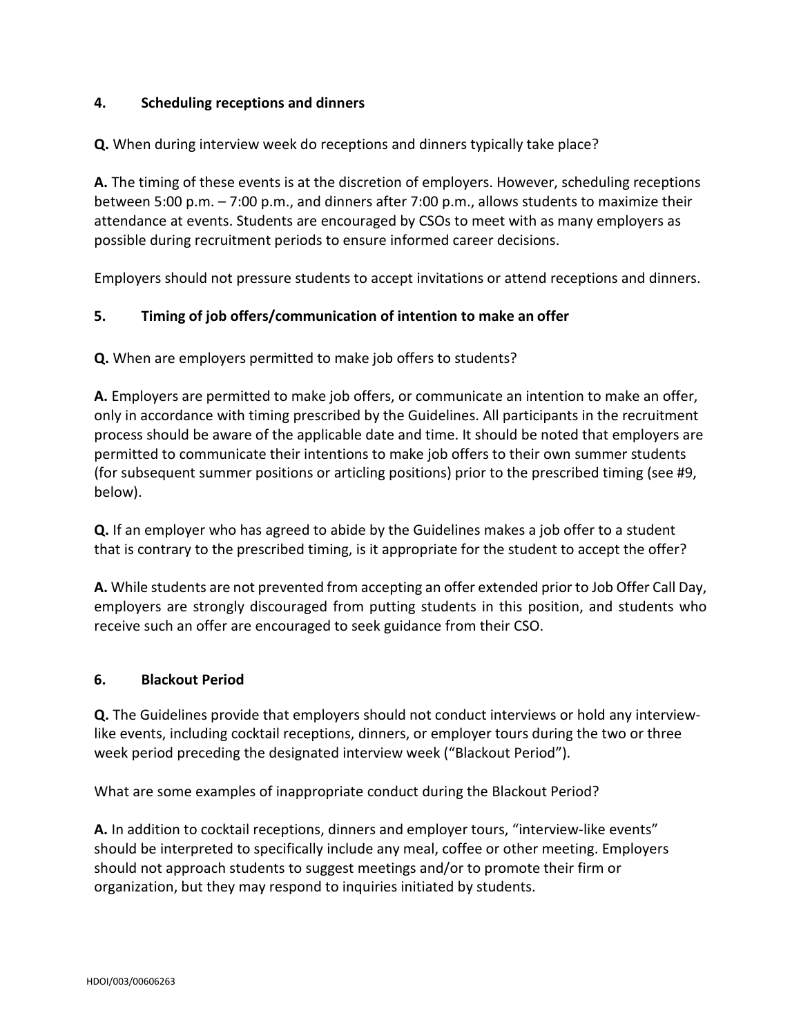## 4. Scheduling receptions and dinners

**Q.** When during interview week do receptions and dinners typically take place?

**A.** The timing of these events is at the discretion of employers. However, scheduling receptions between 5:00 p.m. – 7:00 p.m., and dinners after 7:00 p.m., allows students to maximize their attendance at events. Students are encouraged by CSOs to meet with as many employers as possible during recruitment periods to ensure informed career decisions.

Employers should not pressure students to accept invitations or attend receptions and dinners.

## 5. Timing of job offers/communication of intention to make an offer

**Q.** When are employers permitted to make job offers to students?

**A.** Employers are permitted to make job offers, or communicate an intention to make an offer, only in accordance with timing prescribed by the Guidelines. All participants in the recruitment process should be aware of the applicable date and time. It should be noted that employers are permitted to communicate their intentions to make job offers to their own summer students (for subsequent summer positions or articling positions) prior to the prescribed timing (see #9, below).

**Q.** If an employer who has agreed to abide by the Guidelines makes a job offer to a student that is contrary to the prescribed timing, is it appropriate for the student to accept the offer?

**A.** While students are not prevented from accepting an offer extended prior to Job Offer Call Day, employers are strongly discouraged from putting students in this position, and students who receive such an offer are encouraged to seek guidance from their CSO.

## 6. Blackout Period

**Q.** The Guidelines provide that employers should not conduct interviews or hold any interview-like events, including cocktail receptions, dinners, or employer tours during the two or three week period preceding the designated interview week ("Blackout Period").

What are some examples of inappropriate conduct during the Blackout Period?

**A.** In addition to cocktail receptions, dinners and employer tours, "interview-like events" should be interpreted to specifically include any meal, coffee or other meeting. Employers should not approach students to suggest meetings and/or to promote their firm or organization, but they may respond to inquiries initiated by students.

HDOI/003/00606263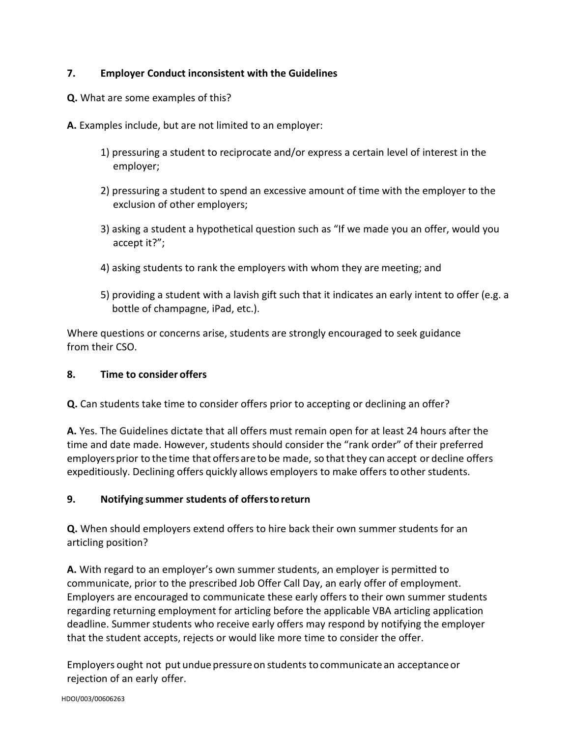### 7. Employer Conduct inconsistent with the Guidelines

**Q.** What are some examples of this?

**A.** Examples include, but are not limited to an employer:

1) pressuring a student to reciprocate and/or express a certain level of interest in the employer;
2) pressuring a student to spend an excessive amount of time with the employer to the exclusion of other employers;
3) asking a student a hypothetical question such as "If we made you an offer, would you accept it?";
4) asking students to rank the employers with whom they are meeting; and
5) providing a student with a lavish gift such that it indicates an early intent to offer (e.g. a bottle of champagne, iPad, etc.).

Where questions or concerns arise, students are strongly encouraged to seek guidance from their CSO.

### 8. Time to consider offers

**Q.** Can students take time to consider offers prior to accepting or declining an offer?

**A.** Yes. The Guidelines dictate that all offers must remain open for at least 24 hours after the time and date made. However, students should consider the "rank order" of their preferred employers prior to the time that offers are to be made, so that they can accept or decline offers expeditiously. Declining offers quickly allows employers to make offers to other students.

### 9. Notifying summer students of offers to return

**Q.** When should employers extend offers to hire back their own summer students for an articling position?

**A.** With regard to an employer's own summer students, an employer is permitted to communicate, prior to the prescribed Job Offer Call Day, an early offer of employment. Employers are encouraged to communicate these early offers to their own summer students regarding returning employment for articling before the applicable VBA articling application deadline. Summer students who receive early offers may respond by notifying the employer that the student accepts, rejects or would like more time to consider the offer.

Employers ought not put undue pressure on students to communicate an acceptance or rejection of an early offer.

HDOI/003/00606263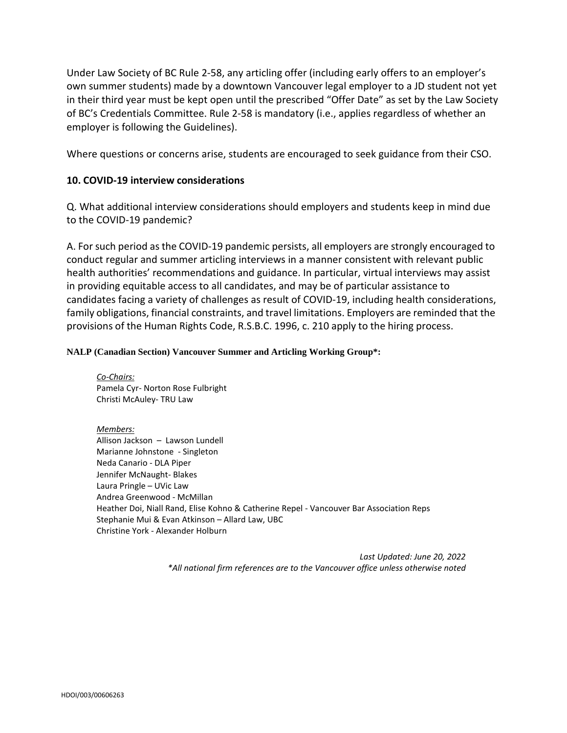Under Law Society of BC Rule 2-58, any articling offer (including early offers to an employer's own summer students) made by a downtown Vancouver legal employer to a JD student not yet in their third year must be kept open until the prescribed "Offer Date" as set by the Law Society of BC's Credentials Committee. Rule 2-58 is mandatory (i.e., applies regardless of whether an employer is following the Guidelines).

Where questions or concerns arise, students are encouraged to seek guidance from their CSO.

### 10. COVID-19 interview considerations

Q. What additional interview considerations should employers and students keep in mind due to the COVID-19 pandemic?

A. For such period as the COVID-19 pandemic persists, all employers are strongly encouraged to conduct regular and summer articling interviews in a manner consistent with relevant public health authorities' recommendations and guidance. In particular, virtual interviews may assist in providing equitable access to all candidates, and may be of particular assistance to candidates facing a variety of challenges as result of COVID-19, including health considerations, family obligations, financial constraints, and travel limitations. Employers are reminded that the provisions of the Human Rights Code, R.S.B.C. 1996, c. 210 apply to the hiring process.

**NALP (Canadian Section) Vancouver Summer and Articling Working Group*:**

*Co-Chairs:*
Pamela Cyr- Norton Rose Fulbright
Christi McAuley- TRU Law

*Members:*
Allison Jackson – Lawson Lundell
Marianne Johnstone - Singleton
Neda Canario - DLA Piper
Jennifer McNaught- Blakes
Laura Pringle – UVic Law
Andrea Greenwood - McMillan
Heather Doi, Niall Rand, Elise Kohno & Catherine Repel - Vancouver Bar Association Reps
Stephanie Mui & Evan Atkinson – Allard Law, UBC
Christine York - Alexander Holburn

*Last Updated: June 20, 2022*
**All national firm references are to the Vancouver office unless otherwise noted*

HDOI/003/00606263